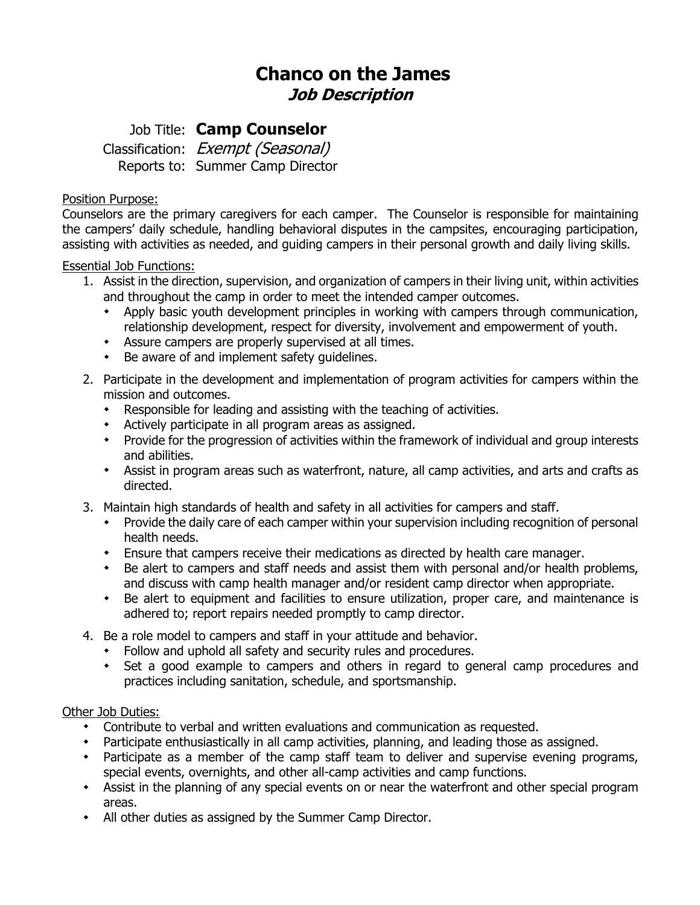# Chanco on the James

## *Job Description*

Job Title: **Camp Counselor**
Classification: *Exempt (Seasonal)*
Reports to: Summer Camp Director

Position Purpose:
Counselors are the primary caregivers for each camper. The Counselor is responsible for maintaining the campers' daily schedule, handling behavioral disputes in the campsites, encouraging participation, assisting with activities as needed, and guiding campers in their personal growth and daily living skills.

Essential Job Functions:

1. Assist in the direction, supervision, and organization of campers in their living unit, within activities and throughout the camp in order to meet the intended camper outcomes.
   - Apply basic youth development principles in working with campers through communication, relationship development, respect for diversity, involvement and empowerment of youth.
   - Assure campers are properly supervised at all times.
   - Be aware of and implement safety guidelines.
2. Participate in the development and implementation of program activities for campers within the mission and outcomes.
   - Responsible for leading and assisting with the teaching of activities.
   - Actively participate in all program areas as assigned.
   - Provide for the progression of activities within the framework of individual and group interests and abilities.
   - Assist in program areas such as waterfront, nature, all camp activities, and arts and crafts as directed.
3. Maintain high standards of health and safety in all activities for campers and staff.
   - Provide the daily care of each camper within your supervision including recognition of personal health needs.
   - Ensure that campers receive their medications as directed by health care manager.
   - Be alert to campers and staff needs and assist them with personal and/or health problems, and discuss with camp health manager and/or resident camp director when appropriate.
   - Be alert to equipment and facilities to ensure utilization, proper care, and maintenance is adhered to; report repairs needed promptly to camp director.
4. Be a role model to campers and staff in your attitude and behavior.
   - Follow and uphold all safety and security rules and procedures.
   - Set a good example to campers and others in regard to general camp procedures and practices including sanitation, schedule, and sportsmanship.

Other Job Duties:

- Contribute to verbal and written evaluations and communication as requested.
- Participate enthusiastically in all camp activities, planning, and leading those as assigned.
- Participate as a member of the camp staff team to deliver and supervise evening programs, special events, overnights, and other all-camp activities and camp functions.
- Assist in the planning of any special events on or near the waterfront and other special program areas.
- All other duties as assigned by the Summer Camp Director.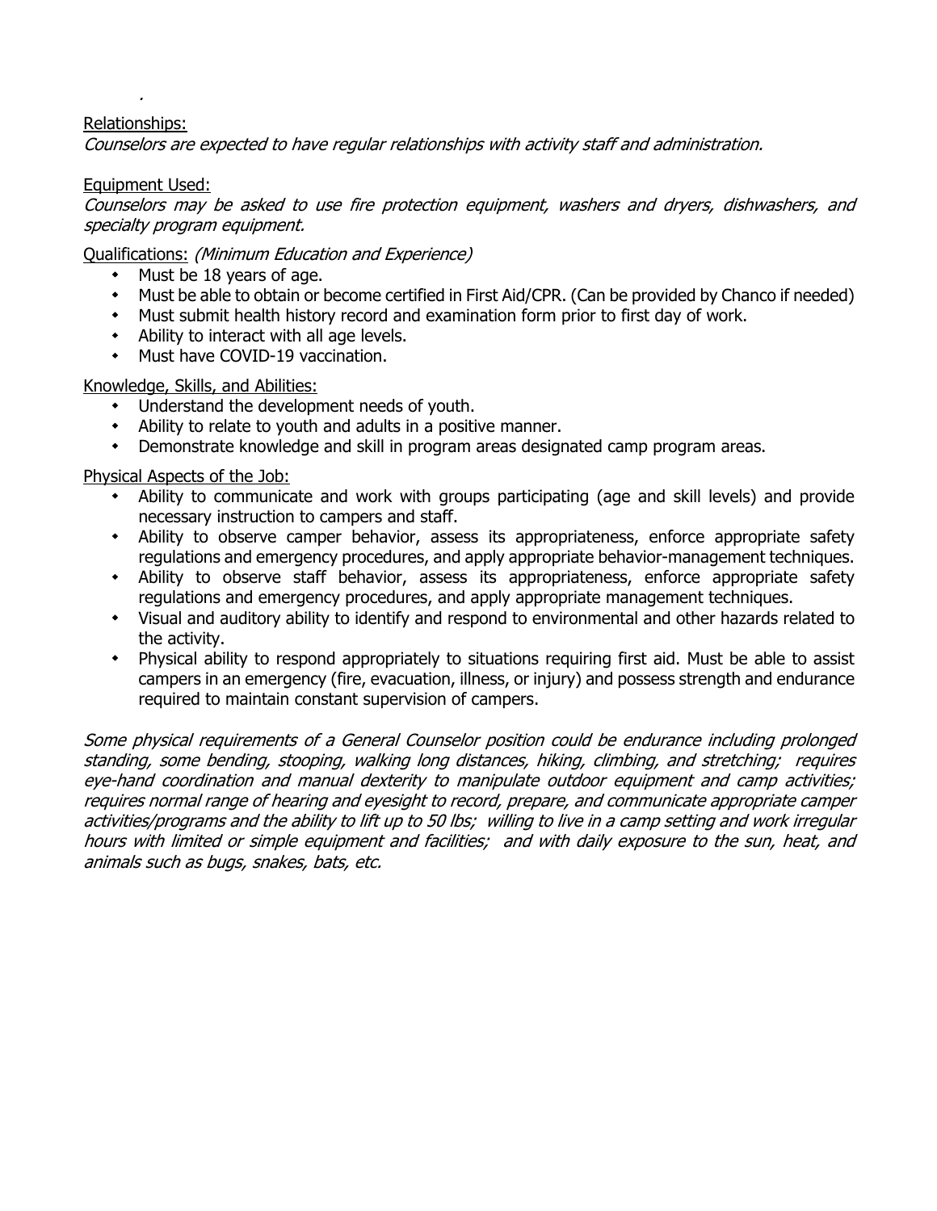.

Relationships:

*Counselors are expected to have regular relationships with activity staff and administration.*

Equipment Used:

*Counselors may be asked to use fire protection equipment, washers and dryers, dishwashers, and specialty program equipment.*

Qualifications: *(Minimum Education and Experience)*

- Must be 18 years of age.
- Must be able to obtain or become certified in First Aid/CPR. (Can be provided by Chanco if needed)
- Must submit health history record and examination form prior to first day of work.
- Ability to interact with all age levels.
- Must have COVID-19 vaccination.

Knowledge, Skills, and Abilities:

- Understand the development needs of youth.
- Ability to relate to youth and adults in a positive manner.
- Demonstrate knowledge and skill in program areas designated camp program areas.

Physical Aspects of the Job:

- Ability to communicate and work with groups participating (age and skill levels) and provide necessary instruction to campers and staff.
- Ability to observe camper behavior, assess its appropriateness, enforce appropriate safety regulations and emergency procedures, and apply appropriate behavior-management techniques.
- Ability to observe staff behavior, assess its appropriateness, enforce appropriate safety regulations and emergency procedures, and apply appropriate management techniques.
- Visual and auditory ability to identify and respond to environmental and other hazards related to the activity.
- Physical ability to respond appropriately to situations requiring first aid. Must be able to assist campers in an emergency (fire, evacuation, illness, or injury) and possess strength and endurance required to maintain constant supervision of campers.

*Some physical requirements of a General Counselor position could be endurance including prolonged standing, some bending, stooping, walking long distances, hiking, climbing, and stretching; requires eye-hand coordination and manual dexterity to manipulate outdoor equipment and camp activities; requires normal range of hearing and eyesight to record, prepare, and communicate appropriate camper activities/programs and the ability to lift up to 50 lbs; willing to live in a camp setting and work irregular hours with limited or simple equipment and facilities; and with daily exposure to the sun, heat, and animals such as bugs, snakes, bats, etc.*